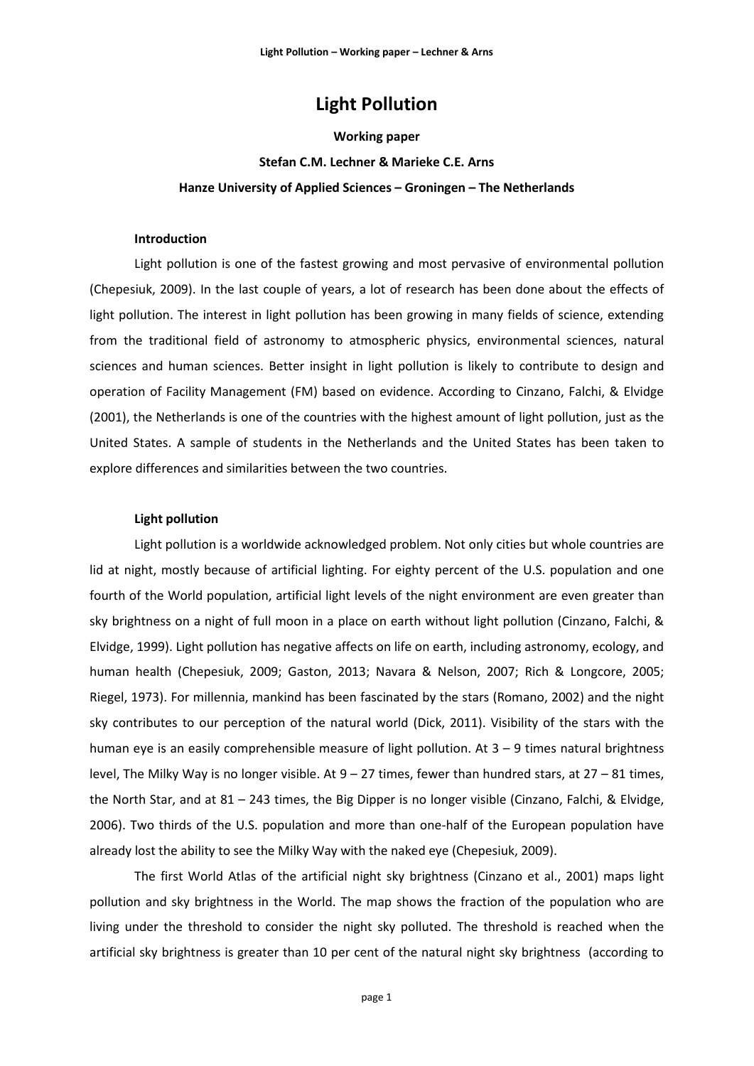# Light Pollution

**Working paper**

**Stefan C.M. Lechner & Marieke C.E. Arns**

**Hanze University of Applied Sciences – Groningen – The Netherlands**

## Introduction

Light pollution is one of the fastest growing and most pervasive of environmental pollution (Chepesiuk, 2009). In the last couple of years, a lot of research has been done about the effects of light pollution. The interest in light pollution has been growing in many fields of science, extending from the traditional field of astronomy to atmospheric physics, environmental sciences, natural sciences and human sciences. Better insight in light pollution is likely to contribute to design and operation of Facility Management (FM) based on evidence. According to Cinzano, Falchi, & Elvidge (2001), the Netherlands is one of the countries with the highest amount of light pollution, just as the United States. A sample of students in the Netherlands and the United States has been taken to explore differences and similarities between the two countries.

## Light pollution

Light pollution is a worldwide acknowledged problem. Not only cities but whole countries are lid at night, mostly because of artificial lighting. For eighty percent of the U.S. population and one fourth of the World population, artificial light levels of the night environment are even greater than sky brightness on a night of full moon in a place on earth without light pollution (Cinzano, Falchi, & Elvidge, 1999). Light pollution has negative affects on life on earth, including astronomy, ecology, and human health (Chepesiuk, 2009; Gaston, 2013; Navara & Nelson, 2007; Rich & Longcore, 2005; Riegel, 1973). For millennia, mankind has been fascinated by the stars (Romano, 2002) and the night sky contributes to our perception of the natural world (Dick, 2011). Visibility of the stars with the human eye is an easily comprehensible measure of light pollution. At 3 – 9 times natural brightness level, The Milky Way is no longer visible. At 9 – 27 times, fewer than hundred stars, at 27 – 81 times, the North Star, and at 81 – 243 times, the Big Dipper is no longer visible (Cinzano, Falchi, & Elvidge, 2006). Two thirds of the U.S. population and more than one-half of the European population have already lost the ability to see the Milky Way with the naked eye (Chepesiuk, 2009).

The first World Atlas of the artificial night sky brightness (Cinzano et al., 2001) maps light pollution and sky brightness in the World. The map shows the fraction of the population who are living under the threshold to consider the night sky polluted. The threshold is reached when the artificial sky brightness is greater than 10 per cent of the natural night sky brightness (according to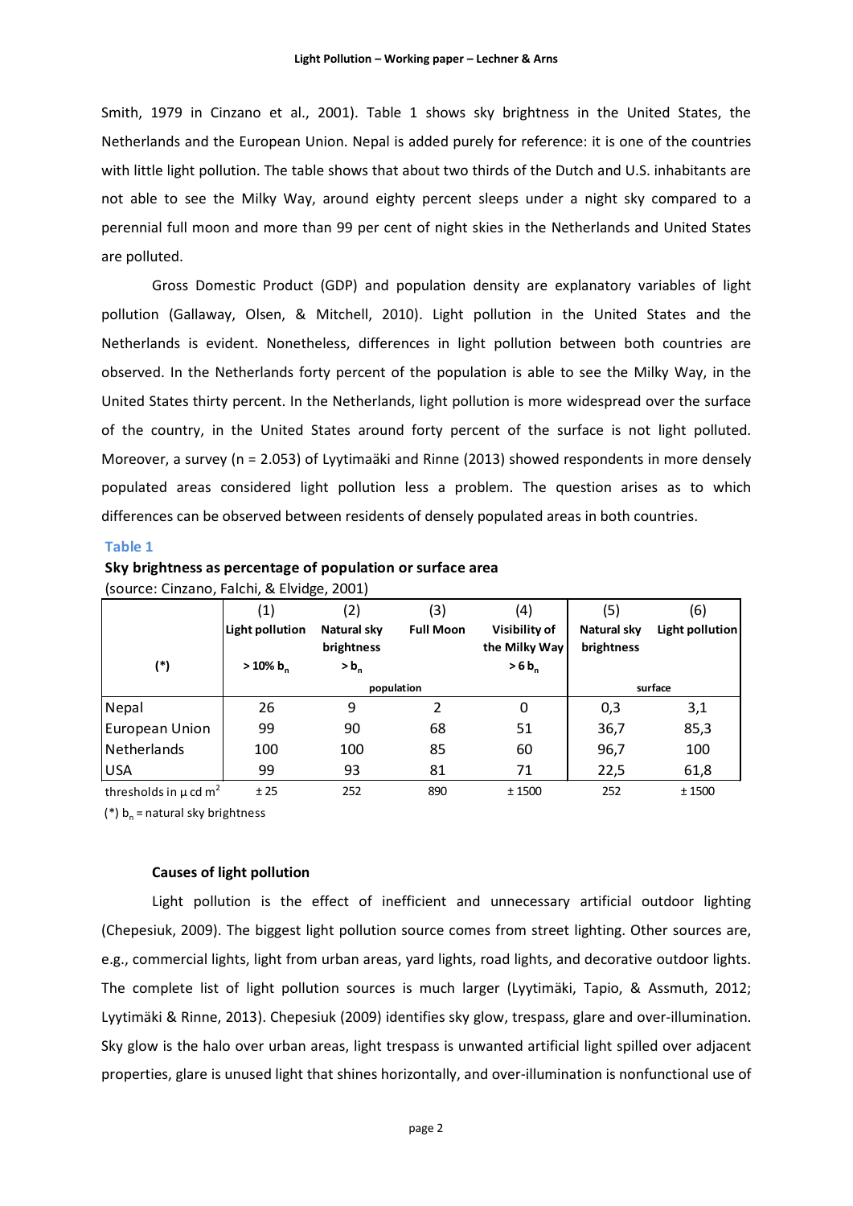Smith, 1979 in Cinzano et al., 2001). Table 1 shows sky brightness in the United States, the Netherlands and the European Union. Nepal is added purely for reference: it is one of the countries with little light pollution. The table shows that about two thirds of the Dutch and U.S. inhabitants are not able to see the Milky Way, around eighty percent sleeps under a night sky compared to a perennial full moon and more than 99 per cent of night skies in the Netherlands and United States are polluted.

Gross Domestic Product (GDP) and population density are explanatory variables of light pollution (Gallaway, Olsen, & Mitchell, 2010). Light pollution in the United States and the Netherlands is evident. Nonetheless, differences in light pollution between both countries are observed. In the Netherlands forty percent of the population is able to see the Milky Way, in the United States thirty percent. In the Netherlands, light pollution is more widespread over the surface of the country, in the United States around forty percent of the surface is not light polluted. Moreover, a survey (n = 2.053) of Lyytimaäki and Rinne (2013) showed respondents in more densely populated areas considered light pollution less a problem. The question arises as to which differences can be observed between residents of densely populated areas in both countries.

**Table 1**

**Sky brightness as percentage of population or surface area**
(source: Cinzano, Falchi, & Elvidge, 2001)

| (*) | (1) Light pollution $> 10\%\ b_n$ | (2) Natural sky brightness $> b_n$ | (3) Full Moon | (4) Visibility of the Milky Way $> 6\ b_n$ | (5) Natural sky brightness | (6) Light pollution |
|---|---|---|---|---|---|---|
| | population | | | | surface | |
| Nepal | 26 | 9 | 2 | 0 | 0,3 | 3,1 |
| European Union | 99 | 90 | 68 | 51 | 36,7 | 85,3 |
| Netherlands | 100 | 100 | 85 | 60 | 96,7 | 100 |
| USA | 99 | 93 | 81 | 71 | 22,5 | 61,8 |
| thresholds in $\mu$ cd $m^2$ | ± 25 | 252 | 890 | ± 1500 | 252 | ± 1500 |

(*) $b_n$ = natural sky brightness

### Causes of light pollution

Light pollution is the effect of inefficient and unnecessary artificial outdoor lighting (Chepesiuk, 2009). The biggest light pollution source comes from street lighting. Other sources are, e.g., commercial lights, light from urban areas, yard lights, road lights, and decorative outdoor lights. The complete list of light pollution sources is much larger (Lyytimäki, Tapio, & Assmuth, 2012; Lyytimäki & Rinne, 2013). Chepesiuk (2009) identifies sky glow, trespass, glare and over-illumination. Sky glow is the halo over urban areas, light trespass is unwanted artificial light spilled over adjacent properties, glare is unused light that shines horizontally, and over-illumination is nonfunctional use of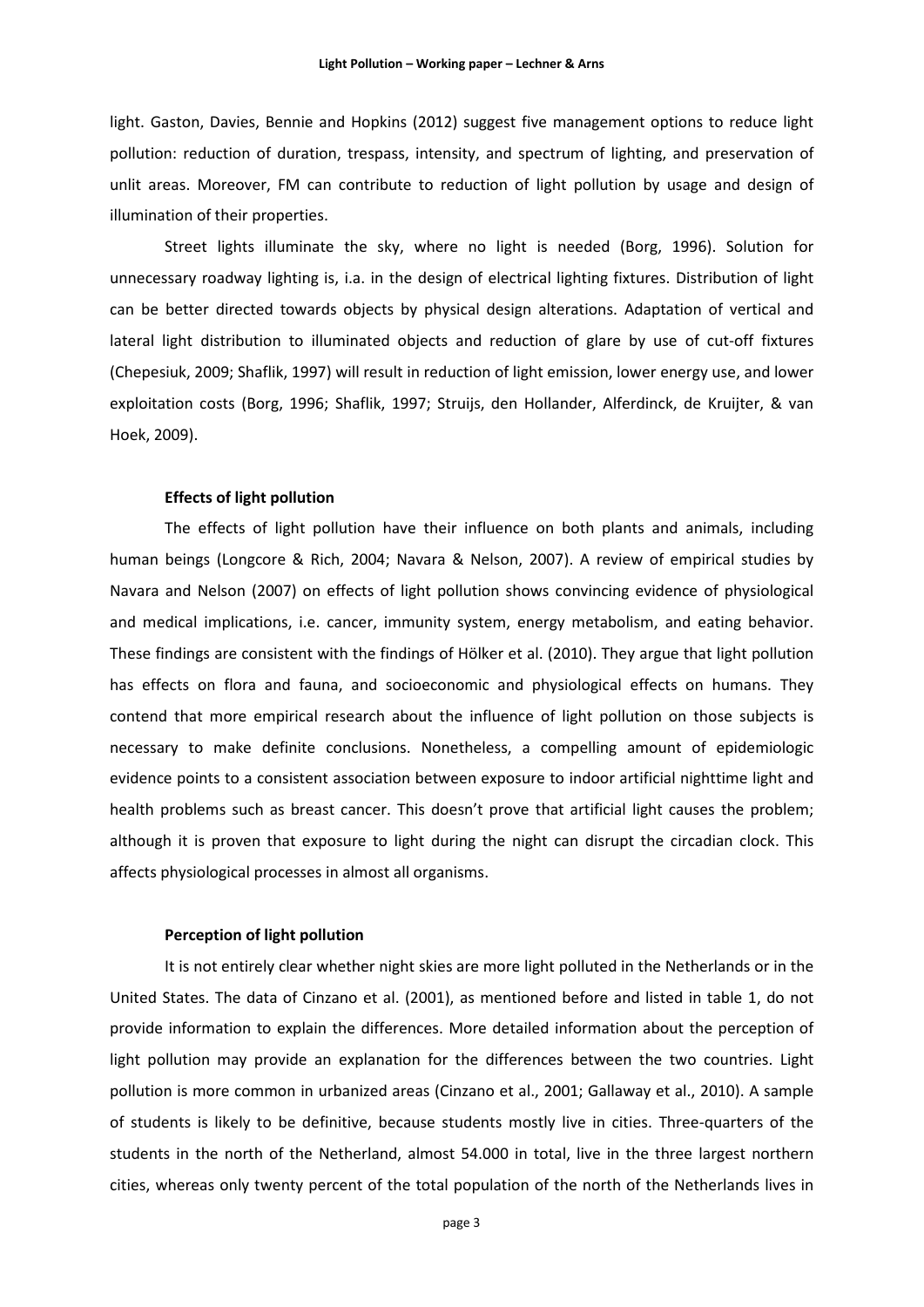light. Gaston, Davies, Bennie and Hopkins (2012) suggest five management options to reduce light pollution: reduction of duration, trespass, intensity, and spectrum of lighting, and preservation of unlit areas. Moreover, FM can contribute to reduction of light pollution by usage and design of illumination of their properties.

Street lights illuminate the sky, where no light is needed (Borg, 1996). Solution for unnecessary roadway lighting is, i.a. in the design of electrical lighting fixtures. Distribution of light can be better directed towards objects by physical design alterations. Adaptation of vertical and lateral light distribution to illuminated objects and reduction of glare by use of cut-off fixtures (Chepesiuk, 2009; Shaflik, 1997) will result in reduction of light emission, lower energy use, and lower exploitation costs (Borg, 1996; Shaflik, 1997; Struijs, den Hollander, Alferdinck, de Kruijter, & van Hoek, 2009).

### Effects of light pollution

The effects of light pollution have their influence on both plants and animals, including human beings (Longcore & Rich, 2004; Navara & Nelson, 2007). A review of empirical studies by Navara and Nelson (2007) on effects of light pollution shows convincing evidence of physiological and medical implications, i.e. cancer, immunity system, energy metabolism, and eating behavior. These findings are consistent with the findings of Hölker et al. (2010). They argue that light pollution has effects on flora and fauna, and socioeconomic and physiological effects on humans. They contend that more empirical research about the influence of light pollution on those subjects is necessary to make definite conclusions. Nonetheless, a compelling amount of epidemiologic evidence points to a consistent association between exposure to indoor artificial nighttime light and health problems such as breast cancer. This doesn't prove that artificial light causes the problem; although it is proven that exposure to light during the night can disrupt the circadian clock. This affects physiological processes in almost all organisms.

### Perception of light pollution

It is not entirely clear whether night skies are more light polluted in the Netherlands or in the United States. The data of Cinzano et al. (2001), as mentioned before and listed in table 1, do not provide information to explain the differences. More detailed information about the perception of light pollution may provide an explanation for the differences between the two countries. Light pollution is more common in urbanized areas (Cinzano et al., 2001; Gallaway et al., 2010). A sample of students is likely to be definitive, because students mostly live in cities. Three-quarters of the students in the north of the Netherland, almost 54.000 in total, live in the three largest northern cities, whereas only twenty percent of the total population of the north of the Netherlands lives in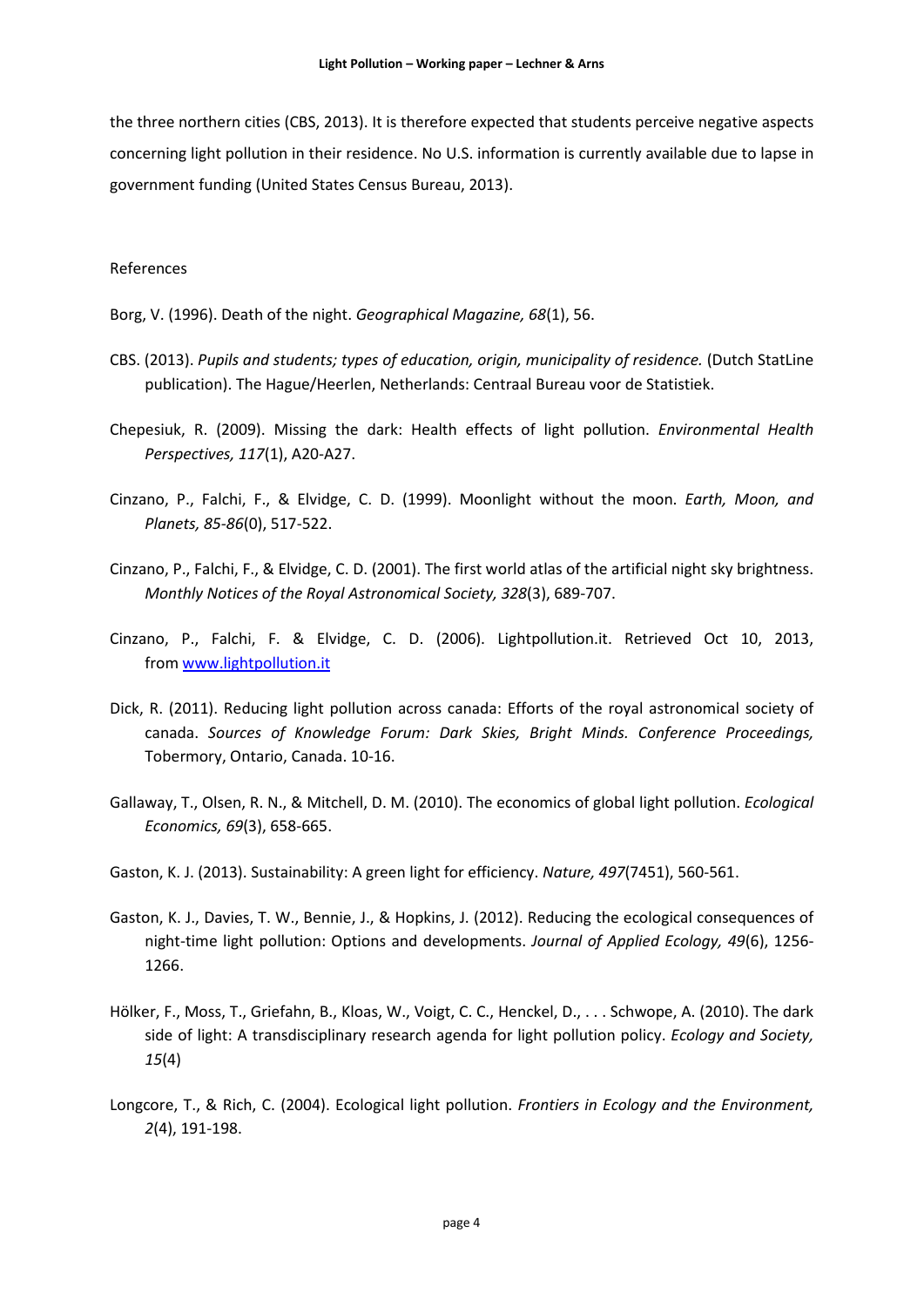the three northern cities (CBS, 2013). It is therefore expected that students perceive negative aspects concerning light pollution in their residence. No U.S. information is currently available due to lapse in government funding (United States Census Bureau, 2013).

References

Borg, V. (1996). Death of the night. *Geographical Magazine, 68*(1), 56.

CBS. (2013). *Pupils and students; types of education, origin, municipality of residence.* (Dutch StatLine publication). The Hague/Heerlen, Netherlands: Centraal Bureau voor de Statistiek.

Chepesiuk, R. (2009). Missing the dark: Health effects of light pollution. *Environmental Health Perspectives, 117*(1), A20-A27.

Cinzano, P., Falchi, F., & Elvidge, C. D. (1999). Moonlight without the moon. *Earth, Moon, and Planets, 85-86*(0), 517-522.

Cinzano, P., Falchi, F., & Elvidge, C. D. (2001). The first world atlas of the artificial night sky brightness. *Monthly Notices of the Royal Astronomical Society, 328*(3), 689-707.

Cinzano, P., Falchi, F. & Elvidge, C. D. (2006). Lightpollution.it. Retrieved Oct 10, 2013, from [www.lightpollution.it](http://www.lightpollution.it)

Dick, R. (2011). Reducing light pollution across canada: Efforts of the royal astronomical society of canada. *Sources of Knowledge Forum: Dark Skies, Bright Minds. Conference Proceedings,* Tobermory, Ontario, Canada. 10-16.

Gallaway, T., Olsen, R. N., & Mitchell, D. M. (2010). The economics of global light pollution. *Ecological Economics, 69*(3), 658-665.

Gaston, K. J. (2013). Sustainability: A green light for efficiency. *Nature, 497*(7451), 560-561.

Gaston, K. J., Davies, T. W., Bennie, J., & Hopkins, J. (2012). Reducing the ecological consequences of night-time light pollution: Options and developments. *Journal of Applied Ecology, 49*(6), 1256-1266.

Hölker, F., Moss, T., Griefahn, B., Kloas, W., Voigt, C. C., Henckel, D., . . . Schwope, A. (2010). The dark side of light: A transdisciplinary research agenda for light pollution policy. *Ecology and Society, 15*(4)

Longcore, T., & Rich, C. (2004). Ecological light pollution. *Frontiers in Ecology and the Environment, 2*(4), 191-198.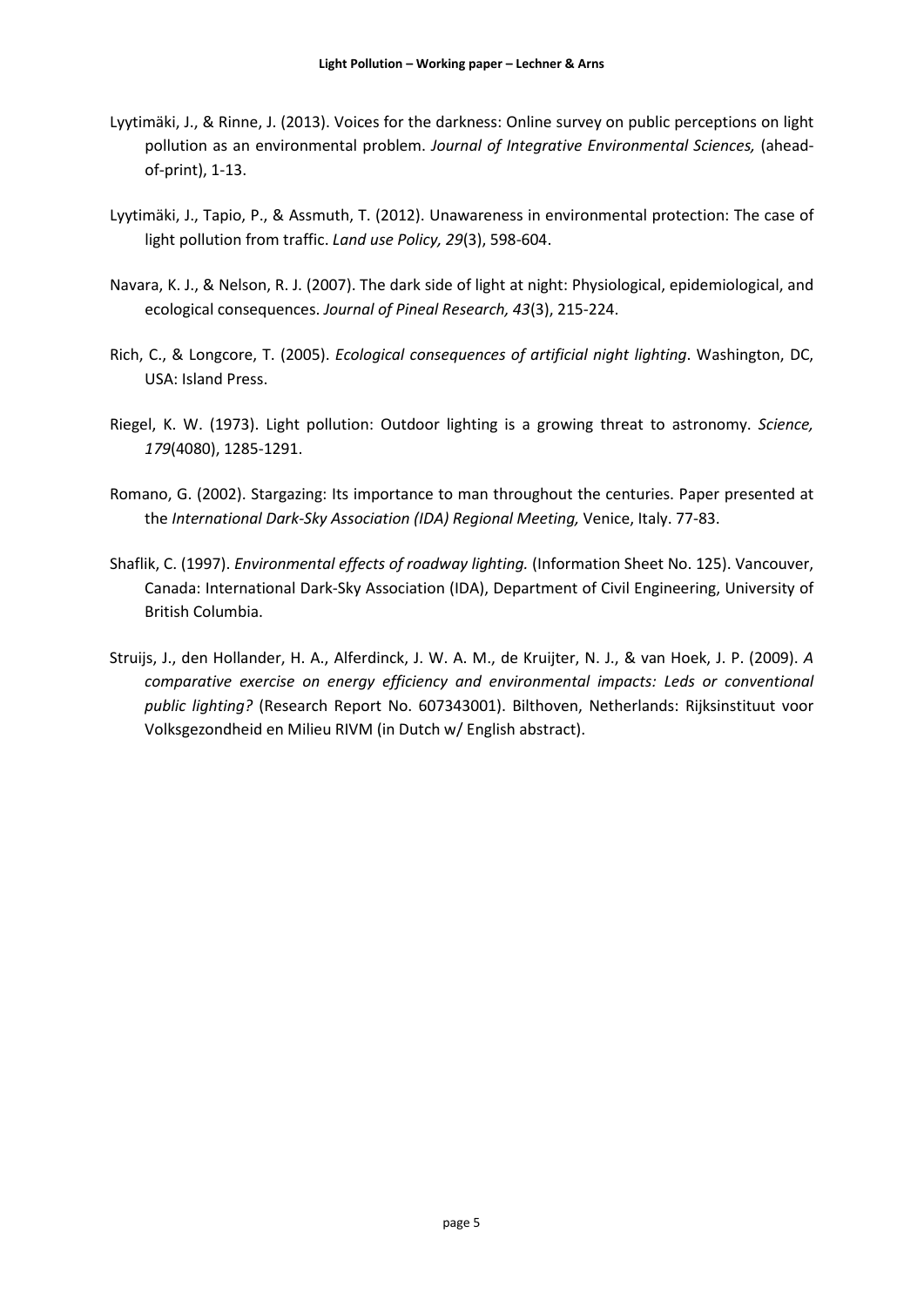Lyytimäki, J., & Rinne, J. (2013). Voices for the darkness: Online survey on public perceptions on light pollution as an environmental problem. *Journal of Integrative Environmental Sciences,* (ahead-of-print), 1-13.

Lyytimäki, J., Tapio, P., & Assmuth, T. (2012). Unawareness in environmental protection: The case of light pollution from traffic. *Land use Policy, 29*(3), 598-604.

Navara, K. J., & Nelson, R. J. (2007). The dark side of light at night: Physiological, epidemiological, and ecological consequences. *Journal of Pineal Research, 43*(3), 215-224.

Rich, C., & Longcore, T. (2005). *Ecological consequences of artificial night lighting*. Washington, DC, USA: Island Press.

Riegel, K. W. (1973). Light pollution: Outdoor lighting is a growing threat to astronomy. *Science, 179*(4080), 1285-1291.

Romano, G. (2002). Stargazing: Its importance to man throughout the centuries. Paper presented at the *International Dark-Sky Association (IDA) Regional Meeting,* Venice, Italy. 77-83.

Shaflik, C. (1997). *Environmental effects of roadway lighting.* (Information Sheet No. 125). Vancouver, Canada: International Dark-Sky Association (IDA), Department of Civil Engineering, University of British Columbia.

Struijs, J., den Hollander, H. A., Alferdinck, J. W. A. M., de Kruijter, N. J., & van Hoek, J. P. (2009). *A comparative exercise on energy efficiency and environmental impacts: Leds or conventional public lighting?* (Research Report No. 607343001). Bilthoven, Netherlands: Rijksinstituut voor Volksgezondheid en Milieu RIVM (in Dutch w/ English abstract).